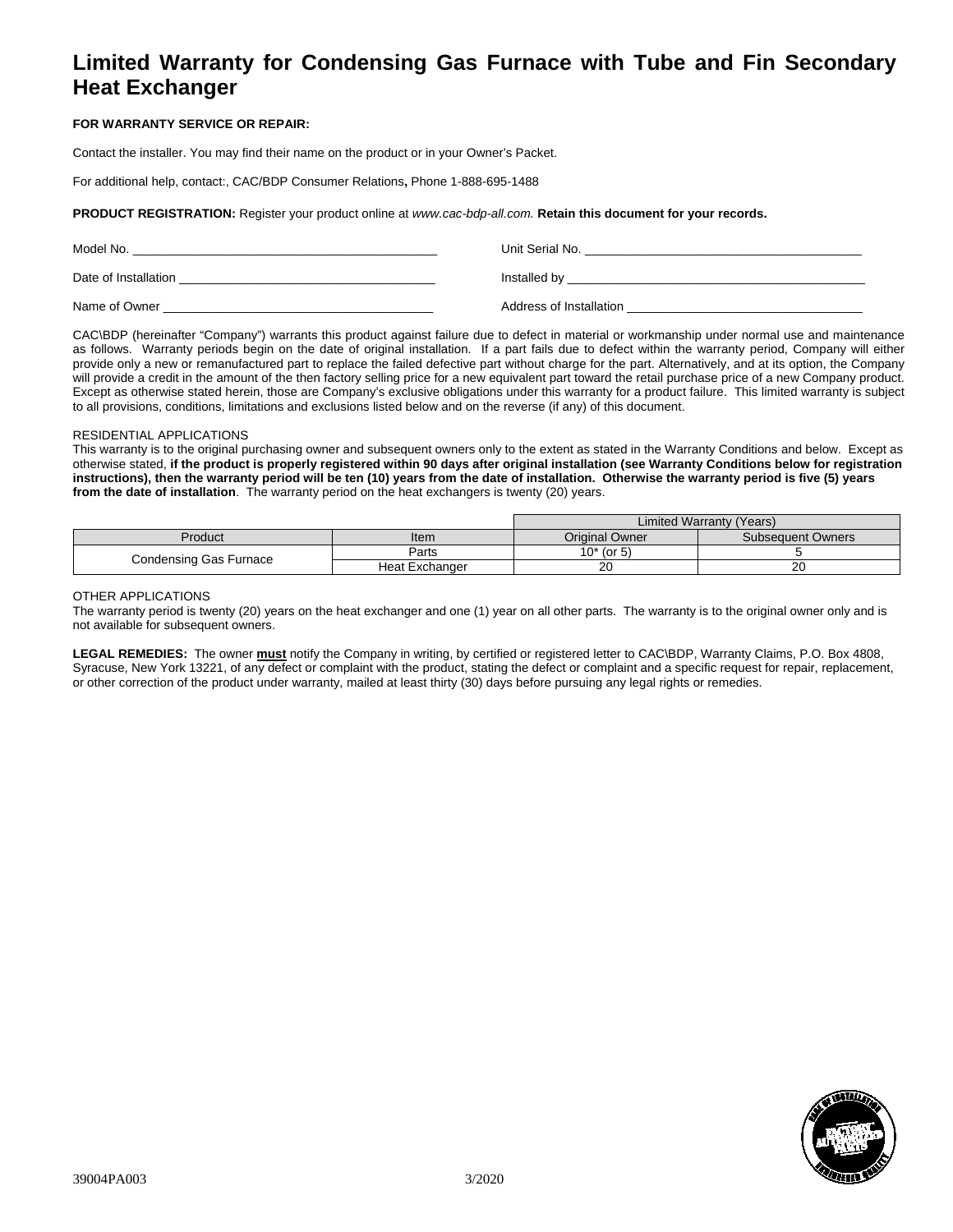# Limited Warranty for Condensing Gas Furnace with Tube and Fin Secondary Heat Exchanger

**FOR WARRANTY SERVICE OR REPAIR:**

Contact the installer. You may find their name on the product or in your Owner's Packet.

For additional help, contact:, CAC/BDP Consumer Relations**,** Phone 1-888-695-1488

**PRODUCT REGISTRATION:** Register your product online at *www.cac-bdp-all.com.* **Retain this document for your records.**

Model No. ____________________________________________ Unit Serial No. ________________________________________

Date of Installation ____________________________________ Installed by ____________________________________________

Name of Owner ______________________________________ Address of Installation _________________________________

CAC\BDP (hereinafter "Company") warrants this product against failure due to defect in material or workmanship under normal use and maintenance as follows. Warranty periods begin on the date of original installation. If a part fails due to defect within the warranty period, Company will either provide only a new or remanufactured part to replace the failed defective part without charge for the part. Alternatively, and at its option, the Company will provide a credit in the amount of the then factory selling price for a new equivalent part toward the retail purchase price of a new Company product. Except as otherwise stated herein, those are Company's exclusive obligations under this warranty for a product failure. This limited warranty is subject to all provisions, conditions, limitations and exclusions listed below and on the reverse (if any) of this document.

RESIDENTIAL APPLICATIONS
This warranty is to the original purchasing owner and subsequent owners only to the extent as stated in the Warranty Conditions and below. Except as otherwise stated, **if the product is properly registered within 90 days after original installation (see Warranty Conditions below for registration instructions), then the warranty period will be ten (10) years from the date of installation. Otherwise the warranty period is five (5) years from the date of installation**. The warranty period on the heat exchangers is twenty (20) years.

| | | Limited Warranty (Years) | |
|---|---|---|---|
| Product | Item | Original Owner | Subsequent Owners |
| Condensing Gas Furnace | Parts | 10* (or 5) | 5 |
| | Heat Exchanger | 20 | 20 |

OTHER APPLICATIONS
The warranty period is twenty (20) years on the heat exchanger and one (1) year on all other parts. The warranty is to the original owner only and is not available for subsequent owners.

**LEGAL REMEDIES:** The owner **must** notify the Company in writing, by certified or registered letter to CAC\BDP, Warranty Claims, P.O. Box 4808, Syracuse, New York 13221, of any defect or complaint with the product, stating the defect or complaint and a specific request for repair, replacement, or other correction of the product under warranty, mailed at least thirty (30) days before pursuing any legal rights or remedies.

39004PA003 3/2020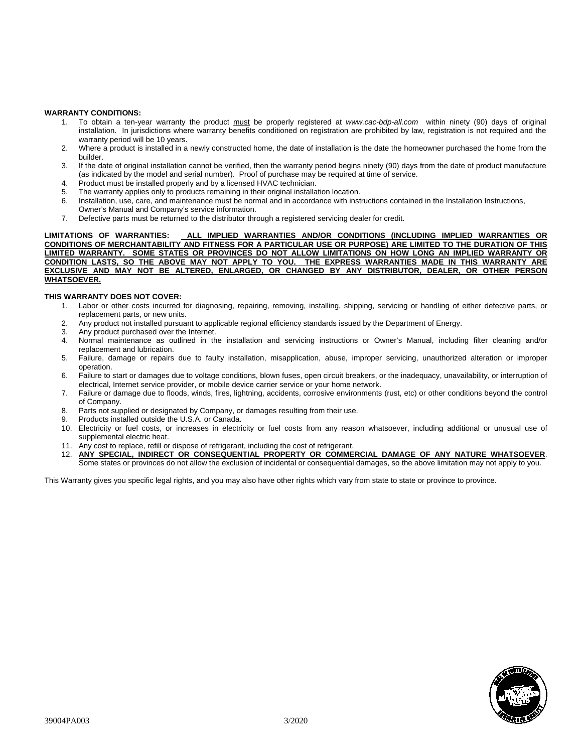**WARRANTY CONDITIONS:**

1. To obtain a ten-year warranty the product must be properly registered at *www.cac-bdp-all.com* within ninety (90) days of original installation. In jurisdictions where warranty benefits conditioned on registration are prohibited by law, registration is not required and the warranty period will be 10 years.
2. Where a product is installed in a newly constructed home, the date of installation is the date the homeowner purchased the home from the builder.
3. If the date of original installation cannot be verified, then the warranty period begins ninety (90) days from the date of product manufacture (as indicated by the model and serial number). Proof of purchase may be required at time of service.
4. Product must be installed properly and by a licensed HVAC technician.
5. The warranty applies only to products remaining in their original installation location.
6. Installation, use, care, and maintenance must be normal and in accordance with instructions contained in the Installation Instructions, Owner's Manual and Company's service information.
7. Defective parts must be returned to the distributor through a registered servicing dealer for credit.

**LIMITATIONS OF WARRANTIES: ALL IMPLIED WARRANTIES AND/OR CONDITIONS (INCLUDING IMPLIED WARRANTIES OR CONDITIONS OF MERCHANTABILITY AND FITNESS FOR A PARTICULAR USE OR PURPOSE) ARE LIMITED TO THE DURATION OF THIS LIMITED WARRANTY. SOME STATES OR PROVINCES DO NOT ALLOW LIMITATIONS ON HOW LONG AN IMPLIED WARRANTY OR CONDITION LASTS, SO THE ABOVE MAY NOT APPLY TO YOU. THE EXPRESS WARRANTIES MADE IN THIS WARRANTY ARE EXCLUSIVE AND MAY NOT BE ALTERED, ENLARGED, OR CHANGED BY ANY DISTRIBUTOR, DEALER, OR OTHER PERSON WHATSOEVER.**

**THIS WARRANTY DOES NOT COVER:**

1. Labor or other costs incurred for diagnosing, repairing, removing, installing, shipping, servicing or handling of either defective parts, or replacement parts, or new units.
2. Any product not installed pursuant to applicable regional efficiency standards issued by the Department of Energy.
3. Any product purchased over the Internet.
4. Normal maintenance as outlined in the installation and servicing instructions or Owner's Manual, including filter cleaning and/or replacement and lubrication.
5. Failure, damage or repairs due to faulty installation, misapplication, abuse, improper servicing, unauthorized alteration or improper operation.
6. Failure to start or damages due to voltage conditions, blown fuses, open circuit breakers, or the inadequacy, unavailability, or interruption of electrical, Internet service provider, or mobile device carrier service or your home network.
7. Failure or damage due to floods, winds, fires, lightning, accidents, corrosive environments (rust, etc) or other conditions beyond the control of Company.
8. Parts not supplied or designated by Company, or damages resulting from their use.
9. Products installed outside the U.S.A. or Canada.
10. Electricity or fuel costs, or increases in electricity or fuel costs from any reason whatsoever, including additional or unusual use of supplemental electric heat.
11. Any cost to replace, refill or dispose of refrigerant, including the cost of refrigerant.
12. **ANY SPECIAL, INDIRECT OR CONSEQUENTIAL PROPERTY OR COMMERCIAL DAMAGE OF ANY NATURE WHATSOEVER**. Some states or provinces do not allow the exclusion of incidental or consequential damages, so the above limitation may not apply to you.

This Warranty gives you specific legal rights, and you may also have other rights which vary from state to state or province to province.

39004PA003 3/2020